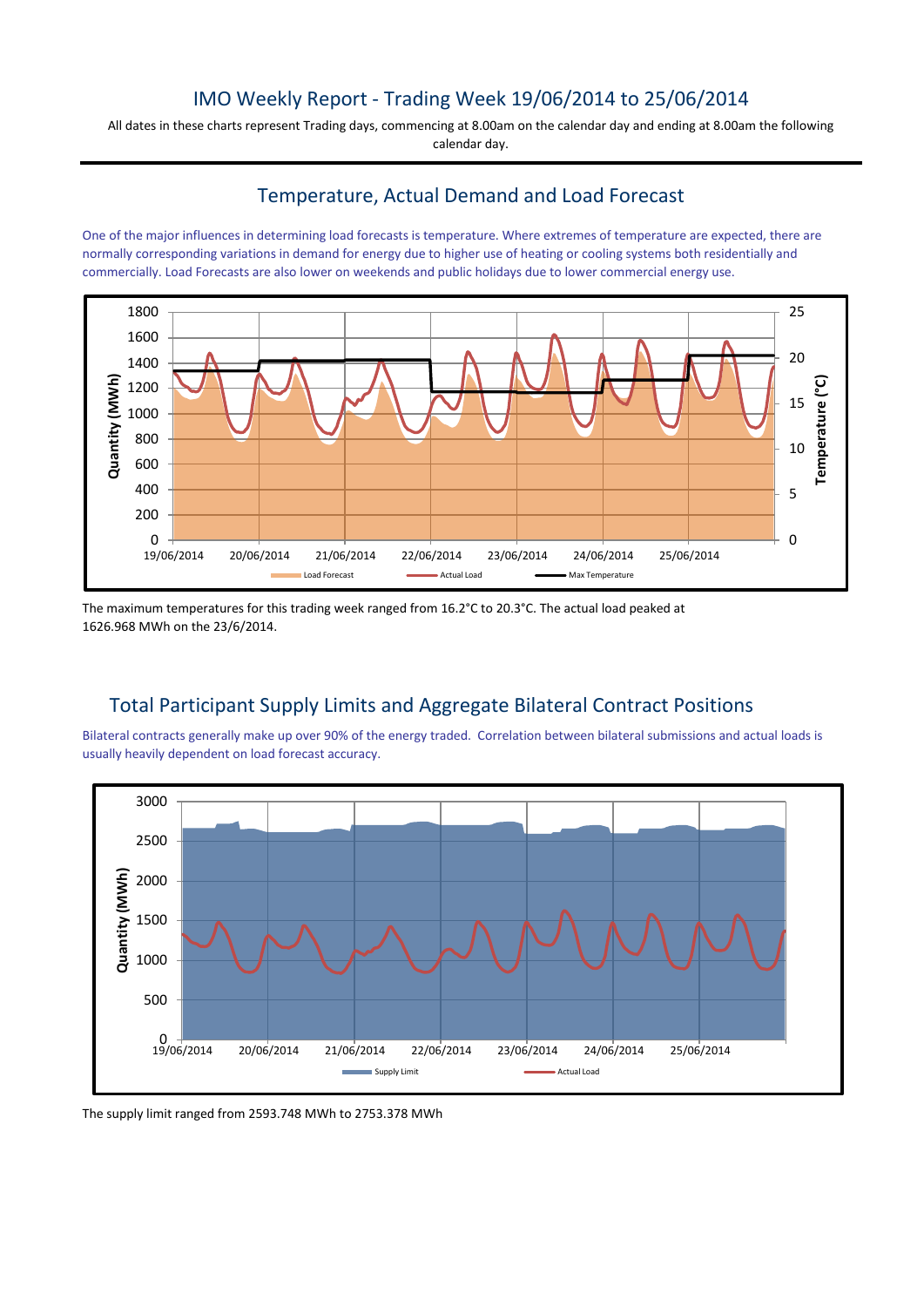# IMO Weekly Report - Trading Week 19/06/2014 to 25/06/2014

All dates in these charts represent Trading days, commencing at 8.00am on the calendar day and ending at 8.00am the following calendar day.

## Temperature, Actual Demand and Load Forecast

One of the major influences in determining load forecasts is temperature. Where extremes of temperature are expected, there are normally corresponding variations in demand for energy due to higher use of heating or cooling systems both residentially and commercially. Load Forecasts are also lower on weekends and public holidays due to lower commercial energy use.

The maximum temperatures for this trading week ranged from 16.2°C to 20.3°C. The actual load peaked at 1626.968 MWh on the 23/6/2014.

## Total Participant Supply Limits and Aggregate Bilateral Contract Positions

Bilateral contracts generally make up over 90% of the energy traded. Correlation between bilateral submissions and actual loads is usually heavily dependent on load forecast accuracy.

The supply limit ranged from 2593.748 MWh to 2753.378 MWh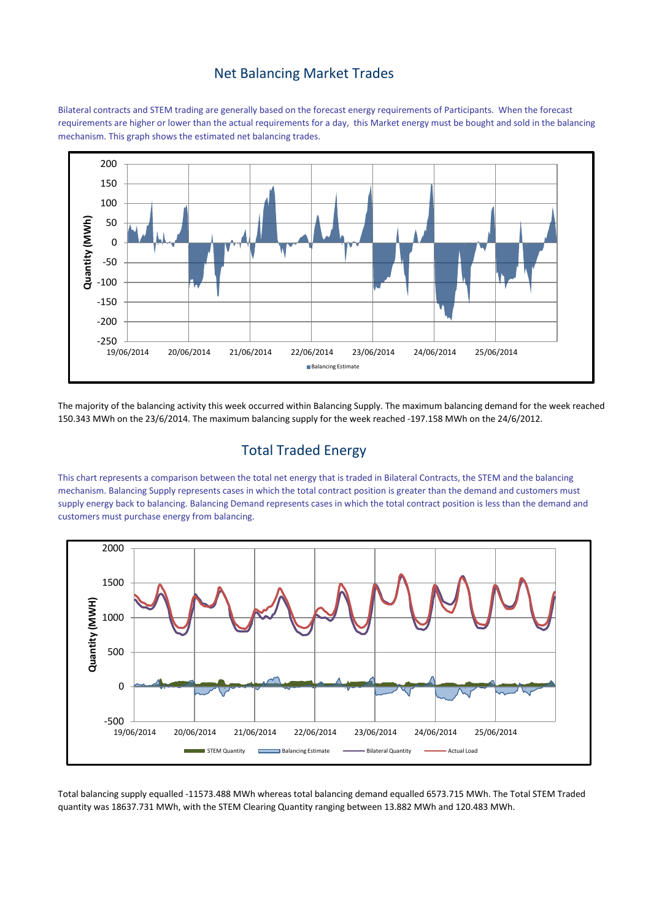## Net Balancing Market Trades

Bilateral contracts and STEM trading are generally based on the forecast energy requirements of Participants. When the forecast requirements are higher or lower than the actual requirements for a day, this Market energy must be bought and sold in the balancing mechanism. This graph shows the estimated net balancing trades.

The majority of the balancing activity this week occurred within Balancing Supply. The maximum balancing demand for the week reached 150.343 MWh on the 23/6/2014. The maximum balancing supply for the week reached -197.158 MWh on the 24/6/2012.

## Total Traded Energy

This chart represents a comparison between the total net energy that is traded in Bilateral Contracts, the STEM and the balancing mechanism. Balancing Supply represents cases in which the total contract position is greater than the demand and customers must supply energy back to balancing. Balancing Demand represents cases in which the total contract position is less than the demand and customers must purchase energy from balancing.

Total balancing supply equalled -11573.488 MWh whereas total balancing demand equalled 6573.715 MWh. The Total STEM Traded quantity was 18637.731 MWh, with the STEM Clearing Quantity ranging between 13.882 MWh and 120.483 MWh.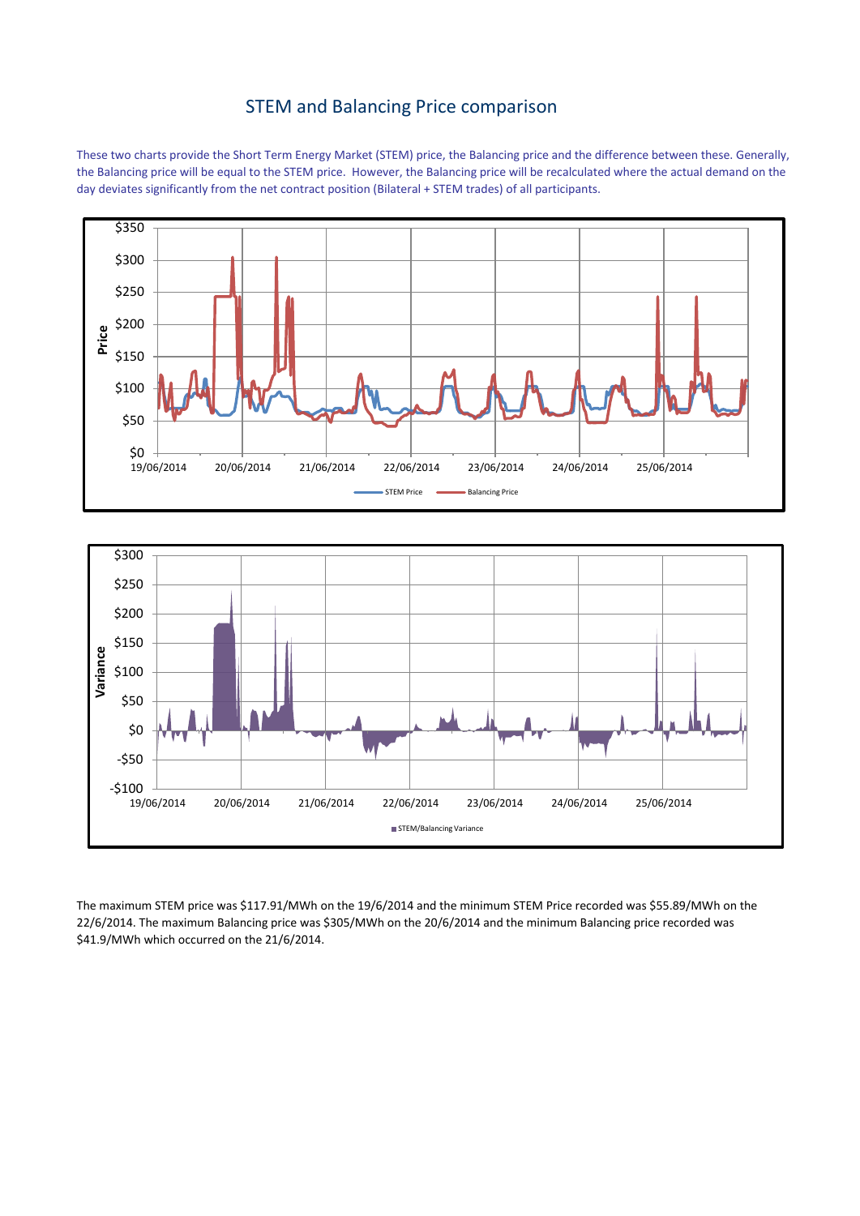# STEM and Balancing Price comparison

These two charts provide the Short Term Energy Market (STEM) price, the Balancing price and the difference between these. Generally, the Balancing price will be equal to the STEM price. However, the Balancing price will be recalculated where the actual demand on the day deviates significantly from the net contract position (Bilateral + STEM trades) of all participants.

Price

$350
$300
$250
$200
$150
$100
$50
$0

19/06/2014 20/06/2014 21/06/2014 22/06/2014 23/06/2014 24/06/2014 25/06/2014

STEM Price Balancing Price

Variance

$300
$250
$200
$150
$100
$50
$0
-$50
-$100

19/06/2014 20/06/2014 21/06/2014 22/06/2014 23/06/2014 24/06/2014 25/06/2014

STEM/Balancing Variance

The maximum STEM price was $117.91/MWh on the 19/6/2014 and the minimum STEM Price recorded was $55.89/MWh on the 22/6/2014. The maximum Balancing price was $305/MWh on the 20/6/2014 and the minimum Balancing price recorded was $41.9/MWh which occurred on the 21/6/2014.